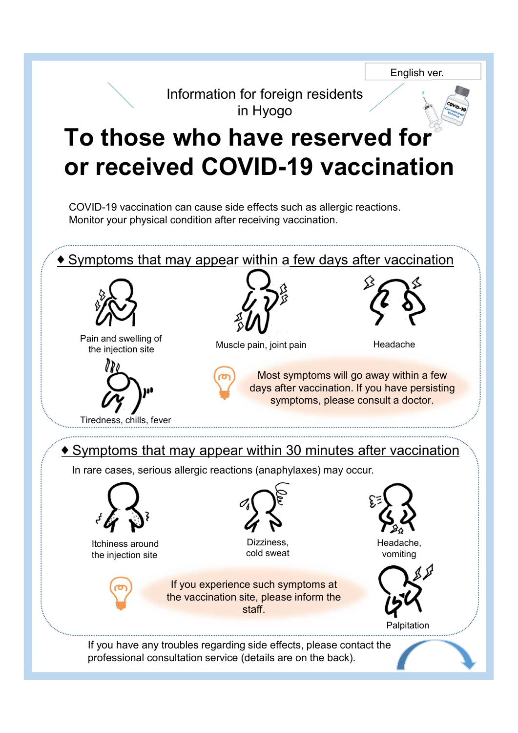English ver.

Information for foreign residents in Hyogo

# To those who have reserved for or received COVID-19 vaccination

COVID-19 vaccination can cause side effects such as allergic reactions.
Monitor your physical condition after receiving vaccination.

## ♦ Symptoms that may appear within a few days after vaccination

- Pain and swelling of the injection site
- Muscle pain, joint pain
- Headache
- Tiredness, chills, fever

Most symptoms will go away within a few days after vaccination. If you have persisting symptoms, please consult a doctor.

## ♦ Symptoms that may appear within 30 minutes after vaccination

In rare cases, serious allergic reactions (anaphylaxes) may occur.

- Itchiness around the injection site
- Dizziness, cold sweat
- Headache, vomiting
- Palpitation

If you experience such symptoms at the vaccination site, please inform the staff.

If you have any troubles regarding side effects, please contact the professional consultation service (details are on the back).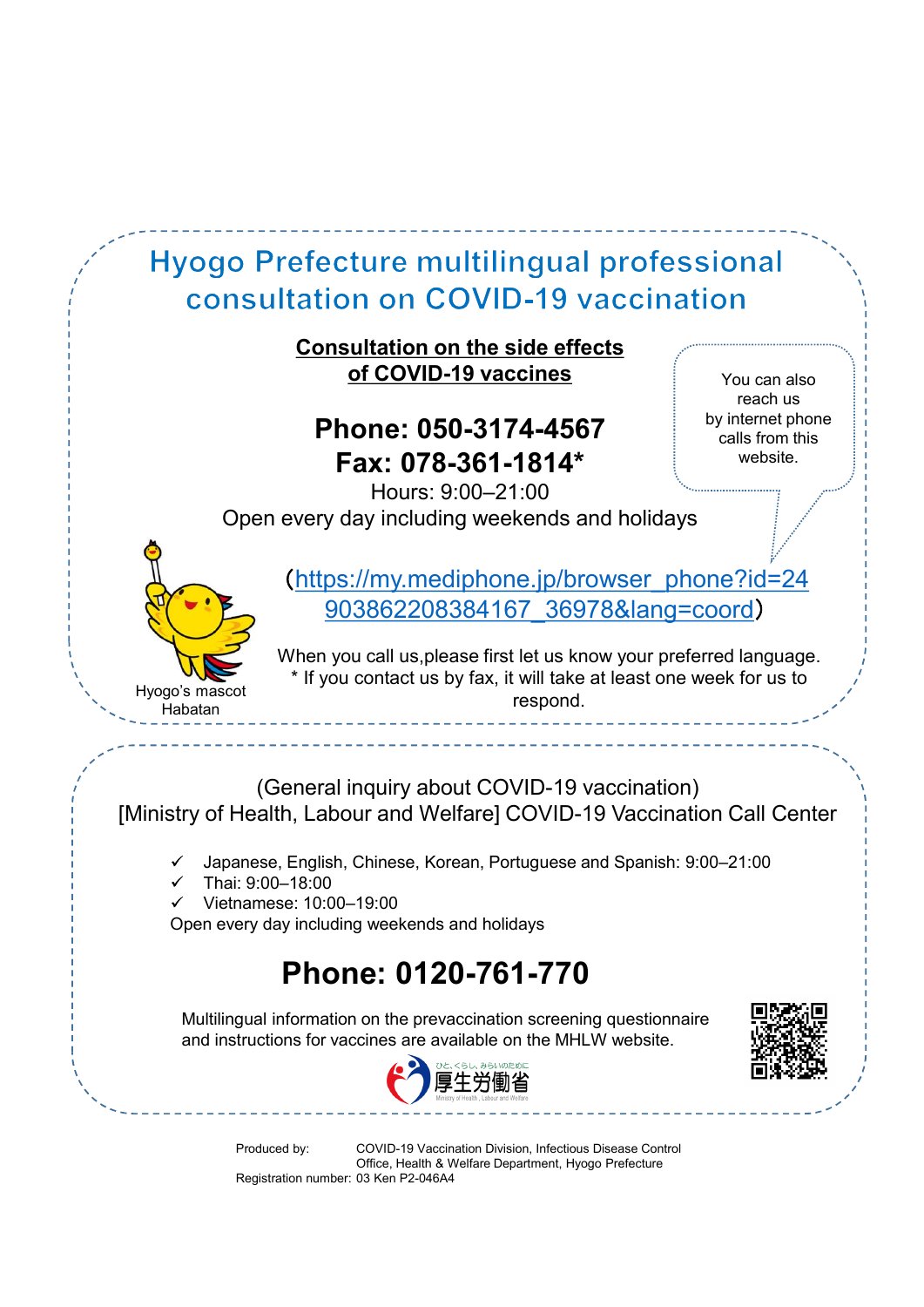# Hyogo Prefecture multilingual professional consultation on COVID-19 vaccination

**Consultation on the side effects of COVID-19 vaccines**

**Phone: 050-3174-4567**
**Fax: 078-361-1814***

Hours: 9:00–21:00
Open every day including weekends and holidays

You can also reach us by internet phone calls from this website.

(https://my.mediphone.jp/browser_phone?id=24903862208384167_36978&lang=coord)

When you call us,please first let us know your preferred language.
* If you contact us by fax, it will take at least one week for us to respond.

Hyogo's mascot Habatan

---

(General inquiry about COVID-19 vaccination)
[Ministry of Health, Labour and Welfare] COVID-19 Vaccination Call Center

- ✓ Japanese, English, Chinese, Korean, Portuguese and Spanish: 9:00–21:00
- ✓ Thai: 9:00–18:00
- ✓ Vietnamese: 10:00–19:00

Open every day including weekends and holidays

**Phone: 0120-761-770**

Multilingual information on the prevaccination screening questionnaire and instructions for vaccines are available on the MHLW website.

ひと、くらし、みらいのために
厚生労働省
Ministry of Health, Labour and Welfare

Produced by: COVID-19 Vaccination Division, Infectious Disease Control Office, Health & Welfare Department, Hyogo Prefecture
Registration number: 03 Ken P2-046A4